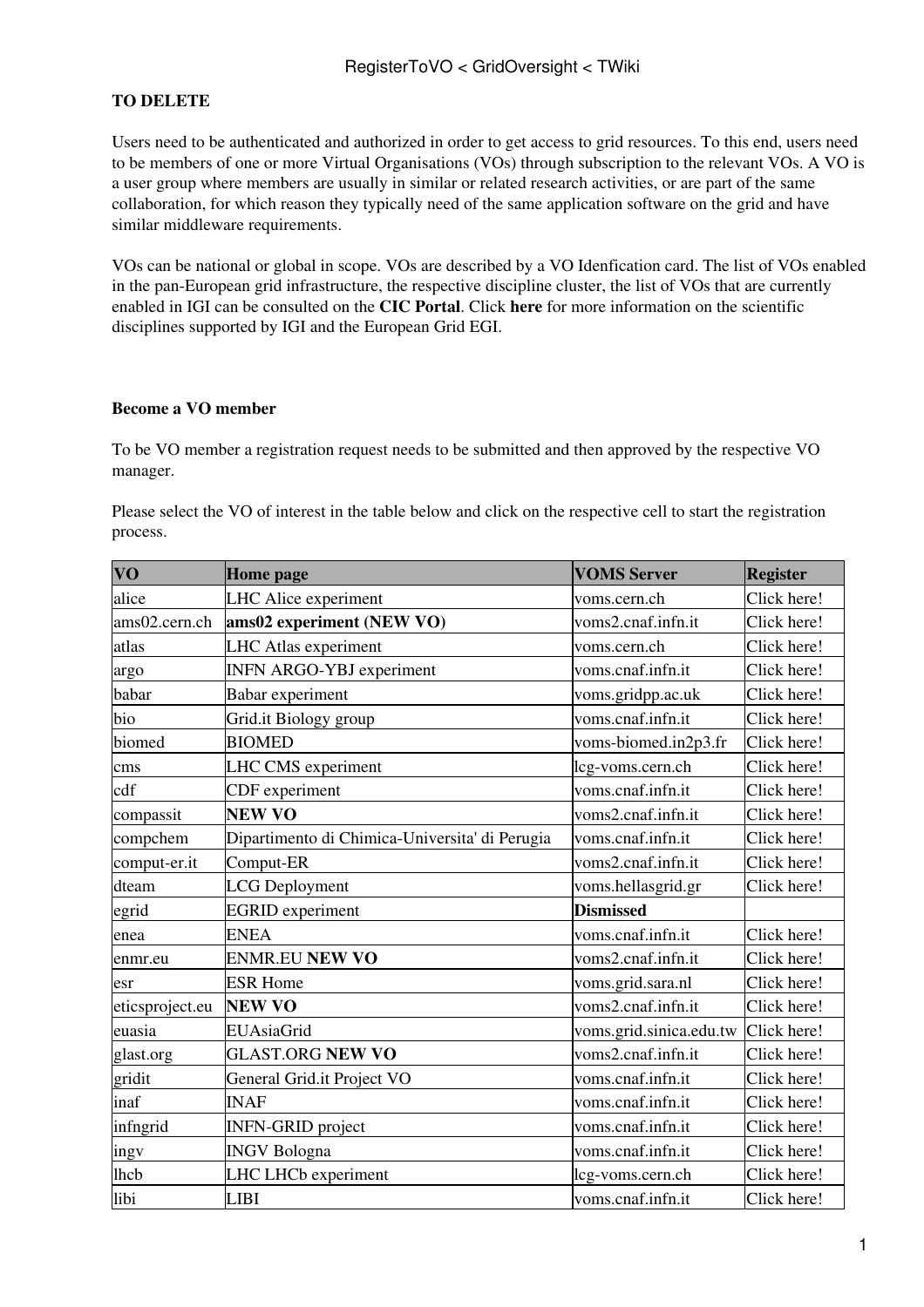**TO DELETE**

Users need to be authenticated and authorized in order to get access to grid resources. To this end, users need to be members of one or more Virtual Organisations (VOs) through subscription to the relevant VOs. A VO is a user group where members are usually in similar or related research activities, or are part of the same collaboration, for which reason they typically need of the same application software on the grid and have similar middleware requirements.

VOs can be national or global in scope. VOs are described by a VO Idenfication card. The list of VOs enabled in the pan-European grid infrastructure, the respective discipline cluster, the list of VOs that are currently enabled in IGI can be consulted on the **CIC Portal**. Click **here** for more information on the scientific disciplines supported by IGI and the European Grid EGI.

**Become a VO member**

To be VO member a registration request needs to be submitted and then approved by the respective VO manager.

Please select the VO of interest in the table below and click on the respective cell to start the registration process.

| VO | Home page | VOMS Server | Register |
|---|---|---|---|
| alice | LHC Alice experiment | voms.cern.ch | Click here! |
| ams02.cern.ch | **ams02 experiment (NEW VO)** | voms2.cnaf.infn.it | Click here! |
| atlas | LHC Atlas experiment | voms.cern.ch | Click here! |
| argo | INFN ARGO-YBJ experiment | voms.cnaf.infn.it | Click here! |
| babar | Babar experiment | voms.gridpp.ac.uk | Click here! |
| bio | Grid.it Biology group | voms.cnaf.infn.it | Click here! |
| biomed | BIOMED | voms-biomed.in2p3.fr | Click here! |
| cms | LHC CMS experiment | lcg-voms.cern.ch | Click here! |
| cdf | CDF experiment | voms.cnaf.infn.it | Click here! |
| compassit | **NEW VO** | voms2.cnaf.infn.it | Click here! |
| compchem | Dipartimento di Chimica-Universita' di Perugia | voms.cnaf.infn.it | Click here! |
| comput-er.it | Comput-ER | voms2.cnaf.infn.it | Click here! |
| dteam | LCG Deployment | voms.hellasgrid.gr | Click here! |
| egrid | EGRID experiment | **Dismissed** | |
| enea | ENEA | voms.cnaf.infn.it | Click here! |
| enmr.eu | ENMR.EU **NEW VO** | voms2.cnaf.infn.it | Click here! |
| esr | ESR Home | voms.grid.sara.nl | Click here! |
| eticsproject.eu | **NEW VO** | voms2.cnaf.infn.it | Click here! |
| euasia | EUAsiaGrid | voms.grid.sinica.edu.tw | Click here! |
| glast.org | GLAST.ORG **NEW VO** | voms2.cnaf.infn.it | Click here! |
| gridit | General Grid.it Project VO | voms.cnaf.infn.it | Click here! |
| inaf | INAF | voms.cnaf.infn.it | Click here! |
| infngrid | INFN-GRID project | voms.cnaf.infn.it | Click here! |
| ingv | INGV Bologna | voms.cnaf.infn.it | Click here! |
| lhcb | LHC LHCb experiment | lcg-voms.cern.ch | Click here! |
| libi | LIBI | voms.cnaf.infn.it | Click here! |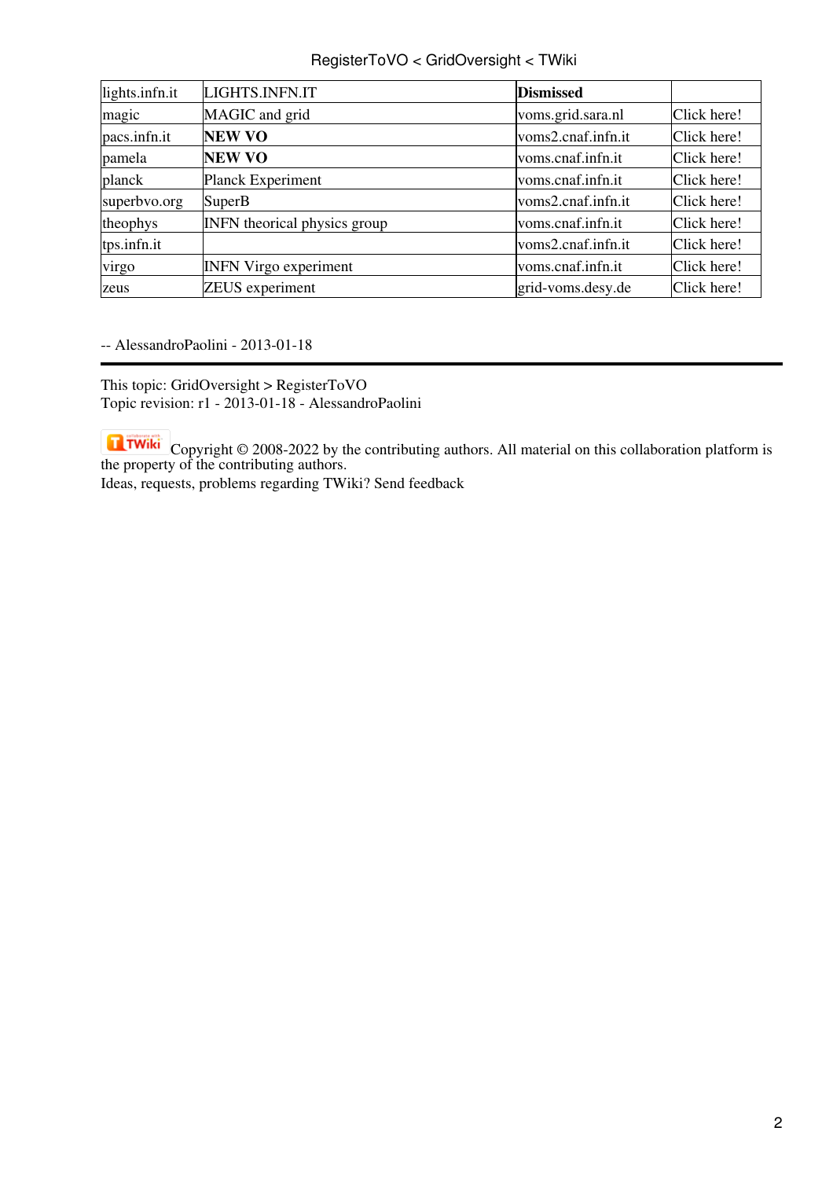| | | | |
|---|---|---|---|
| lights.infn.it | LIGHTS.INFN.IT | **Dismissed** | |
| magic | MAGIC and grid | voms.grid.sara.nl | Click here! |
| pacs.infn.it | **NEW VO** | voms2.cnaf.infn.it | Click here! |
| pamela | **NEW VO** | voms.cnaf.infn.it | Click here! |
| planck | Planck Experiment | voms.cnaf.infn.it | Click here! |
| superbvo.org | SuperB | voms2.cnaf.infn.it | Click here! |
| theophys | INFN theorical physics group | voms.cnaf.infn.it | Click here! |
| tps.infn.it | | voms2.cnaf.infn.it | Click here! |
| virgo | INFN Virgo experiment | voms.cnaf.infn.it | Click here! |
| zeus | ZEUS experiment | grid-voms.desy.de | Click here! |

-- AlessandroPaolini - 2013-01-18

---

This topic: GridOversight > RegisterToVO
Topic revision: r1 - 2013-01-18 - AlessandroPaolini

Copyright © 2008-2022 by the contributing authors. All material on this collaboration platform is the property of the contributing authors.
Ideas, requests, problems regarding TWiki? Send feedback